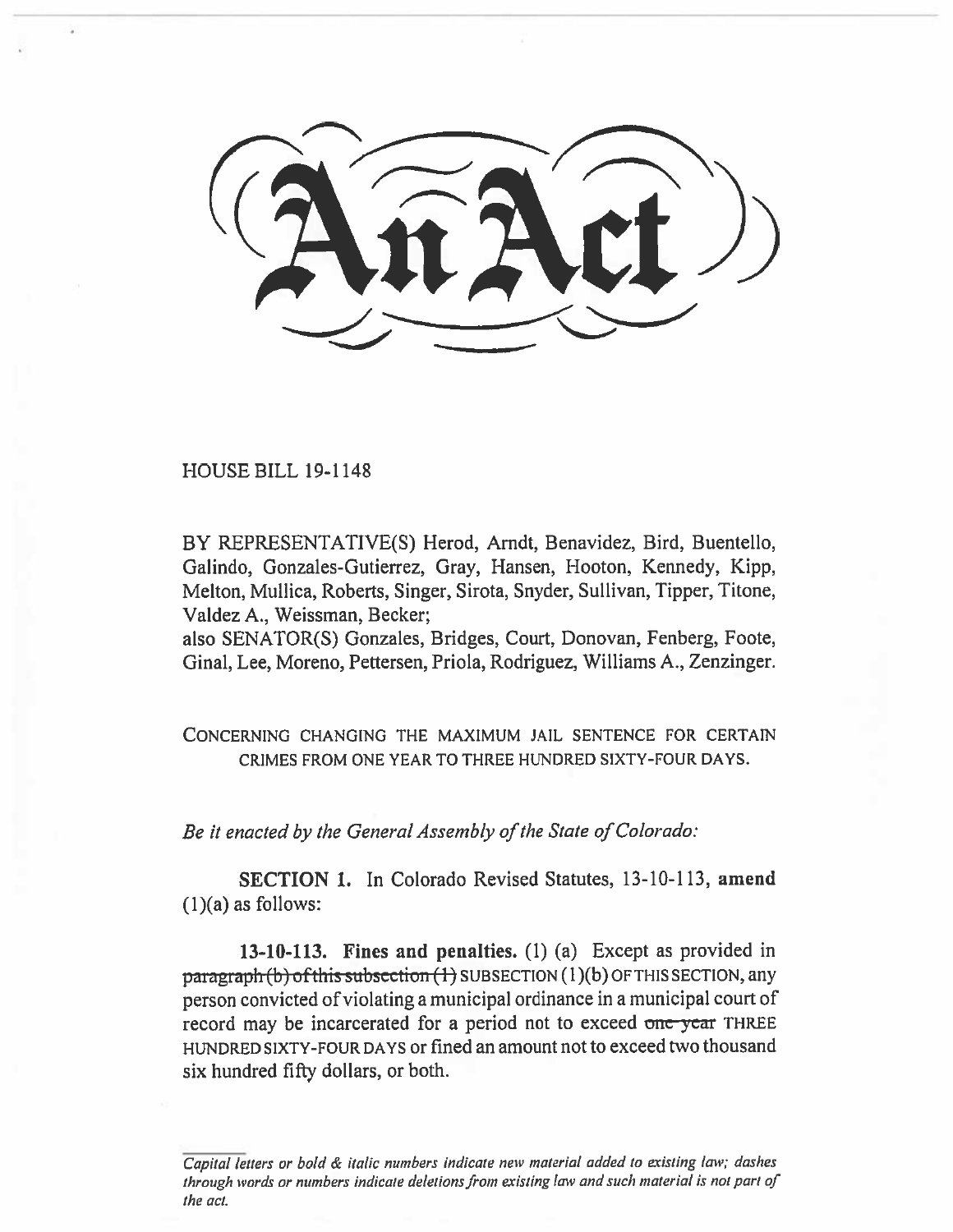# An Act

HOUSE BILL 19-1148

BY REPRESENTATIVE(S) Herod, Arndt, Benavidez, Bird, Buentello, Galindo, Gonzales-Gutierrez, Gray, Hansen, Hooton, Kennedy, Kipp, Melton, Mullica, Roberts, Singer, Sirota, Snyder, Sullivan, Tipper, Titone, Valdez A., Weissman, Becker;
also SENATOR(S) Gonzales, Bridges, Court, Donovan, Fenberg, Foote, Ginal, Lee, Moreno, Pettersen, Priola, Rodriguez, Williams A., Zenzinger.

CONCERNING CHANGING THE MAXIMUM JAIL SENTENCE FOR CERTAIN CRIMES FROM ONE YEAR TO THREE HUNDRED SIXTY-FOUR DAYS.

*Be it enacted by the General Assembly of the State of Colorado:*

**SECTION 1.** In Colorado Revised Statutes, 13-10-113, **amend** (1)(a) as follows:

**13-10-113. Fines and penalties.** (1) (a) Except as provided in ~~paragraph (b) of this subsection (1)~~ SUBSECTION (1)(b) OF THIS SECTION, any person convicted of violating a municipal ordinance in a municipal court of record may be incarcerated for a period not to exceed ~~one year~~ THREE HUNDRED SIXTY-FOUR DAYS or fined an amount not to exceed two thousand six hundred fifty dollars, or both.

---

*Capital letters or bold & italic numbers indicate new material added to existing law; dashes through words or numbers indicate deletions from existing law and such material is not part of the act.*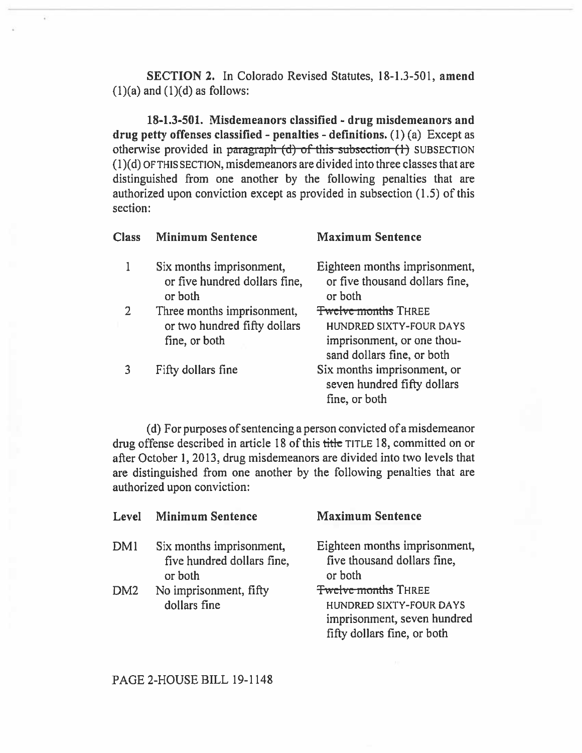**SECTION 2.** In Colorado Revised Statutes, 18-1.3-501, **amend** (1)(a) and (1)(d) as follows:

**18-1.3-501. Misdemeanors classified - drug misdemeanors and drug petty offenses classified - penalties - definitions.** (1) (a) Except as otherwise provided in ~~paragraph (d) of this subsection (1)~~ SUBSECTION (1)(d) OF THIS SECTION, misdemeanors are divided into three classes that are distinguished from one another by the following penalties that are authorized upon conviction except as provided in subsection (1.5) of this section:

| Class | Minimum Sentence | Maximum Sentence |
|---|---|---|
| 1 | Six months imprisonment, or five hundred dollars fine, or both | Eighteen months imprisonment, or five thousand dollars fine, or both |
| 2 | Three months imprisonment, or two hundred fifty dollars fine, or both | ~~Twelve months~~ THREE HUNDRED SIXTY-FOUR DAYS imprisonment, or one thousand dollars fine, or both |
| 3 | Fifty dollars fine | Six months imprisonment, or seven hundred fifty dollars fine, or both |

(d) For purposes of sentencing a person convicted of a misdemeanor drug offense described in article 18 of this ~~title~~ TITLE 18, committed on or after October 1, 2013, drug misdemeanors are divided into two levels that are distinguished from one another by the following penalties that are authorized upon conviction:

| Level | Minimum Sentence | Maximum Sentence |
|---|---|---|
| DM1 | Six months imprisonment, five hundred dollars fine, or both | Eighteen months imprisonment, five thousand dollars fine, or both |
| DM2 | No imprisonment, fifty dollars fine | ~~Twelve months~~ THREE HUNDRED SIXTY-FOUR DAYS imprisonment, seven hundred fifty dollars fine, or both |

PAGE 2-HOUSE BILL 19-1148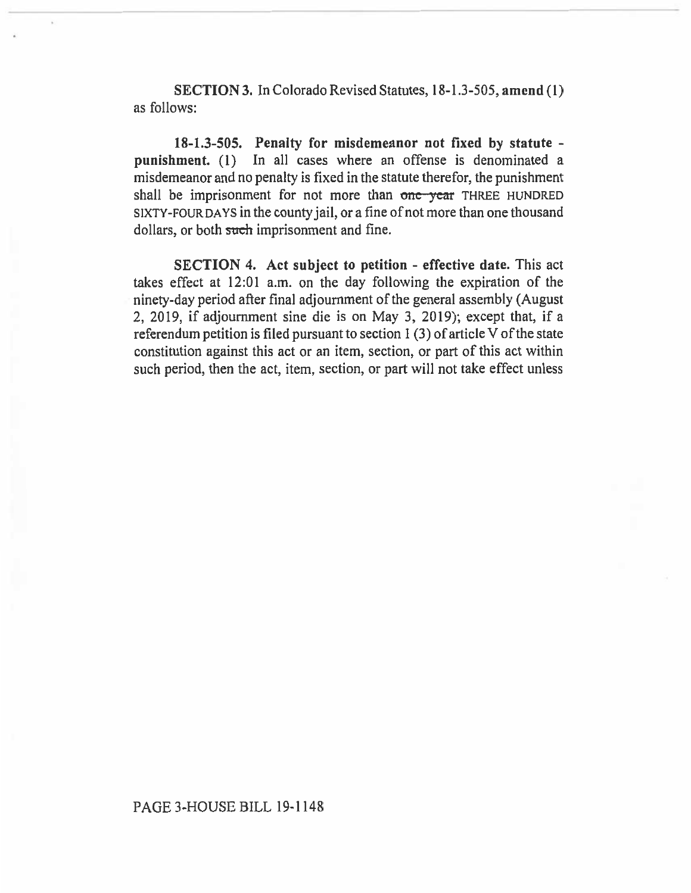**SECTION 3.** In Colorado Revised Statutes, 18-1.3-505, **amend** (1) as follows:

**18-1.3-505. Penalty for misdemeanor not fixed by statute - punishment.** (1) In all cases where an offense is denominated a misdemeanor and no penalty is fixed in the statute therefor, the punishment shall be imprisonment for not more than ~~one year~~ THREE HUNDRED SIXTY-FOUR DAYS in the county jail, or a fine of not more than one thousand dollars, or both ~~such~~ imprisonment and fine.

**SECTION 4. Act subject to petition - effective date.** This act takes effect at 12:01 a.m. on the day following the expiration of the ninety-day period after final adjournment of the general assembly (August 2, 2019, if adjournment sine die is on May 3, 2019); except that, if a referendum petition is filed pursuant to section 1 (3) of article V of the state constitution against this act or an item, section, or part of this act within such period, then the act, item, section, or part will not take effect unless

PAGE 3-HOUSE BILL 19-1148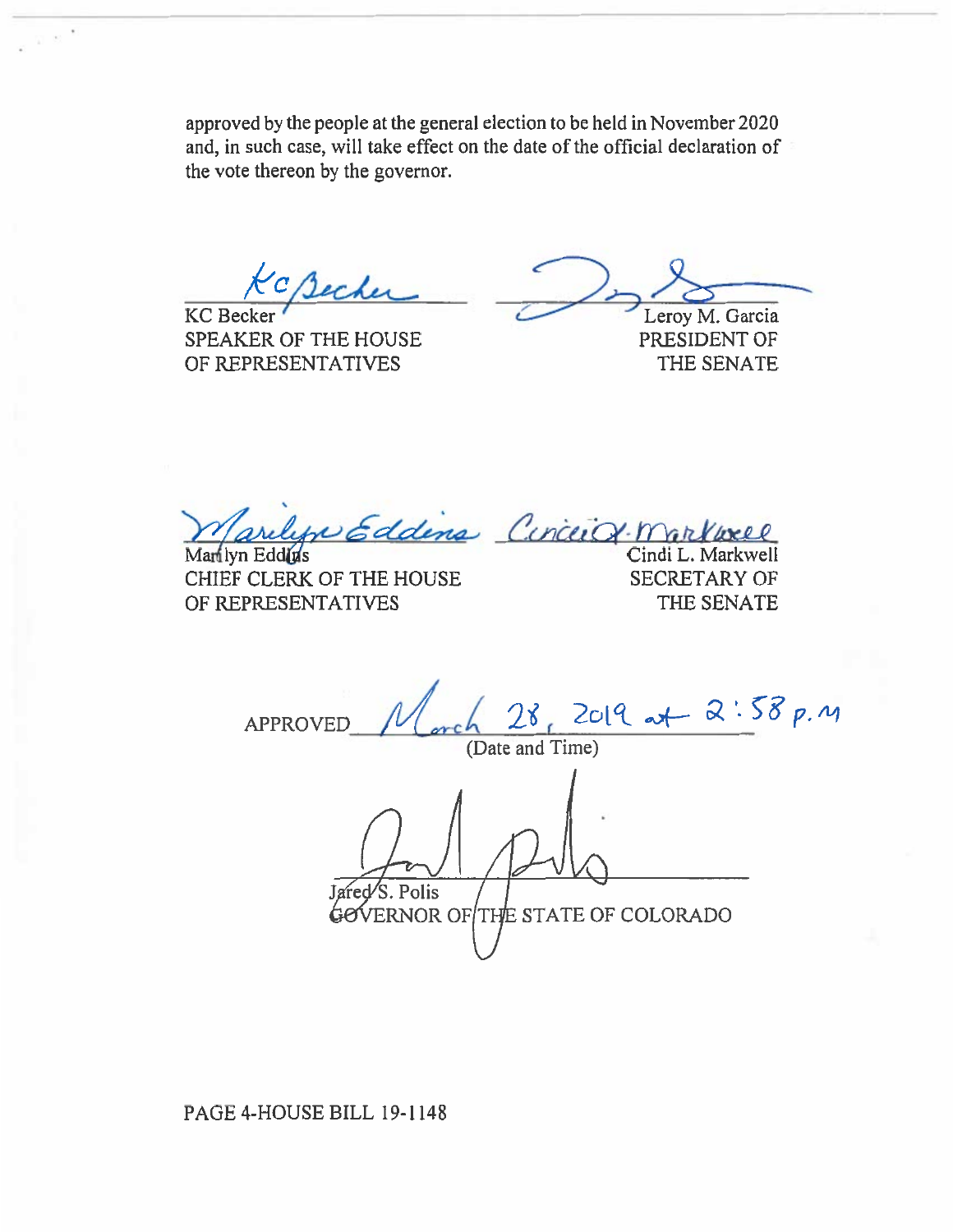approved by the people at the general election to be held in November 2020 and, in such case, will take effect on the date of the official declaration of the vote thereon by the governor.

KC Becker
SPEAKER OF THE HOUSE
OF REPRESENTATIVES

Leroy M. Garcia
PRESIDENT OF
THE SENATE

Marilyn Eddins
CHIEF CLERK OF THE HOUSE
OF REPRESENTATIVES

Cindi L. Markwell
SECRETARY OF
THE SENATE

APPROVED March 28, 2019 at 2:58 p.m
(Date and Time)

Jared S. Polis
GOVERNOR OF THE STATE OF COLORADO

PAGE 4-HOUSE BILL 19-1148